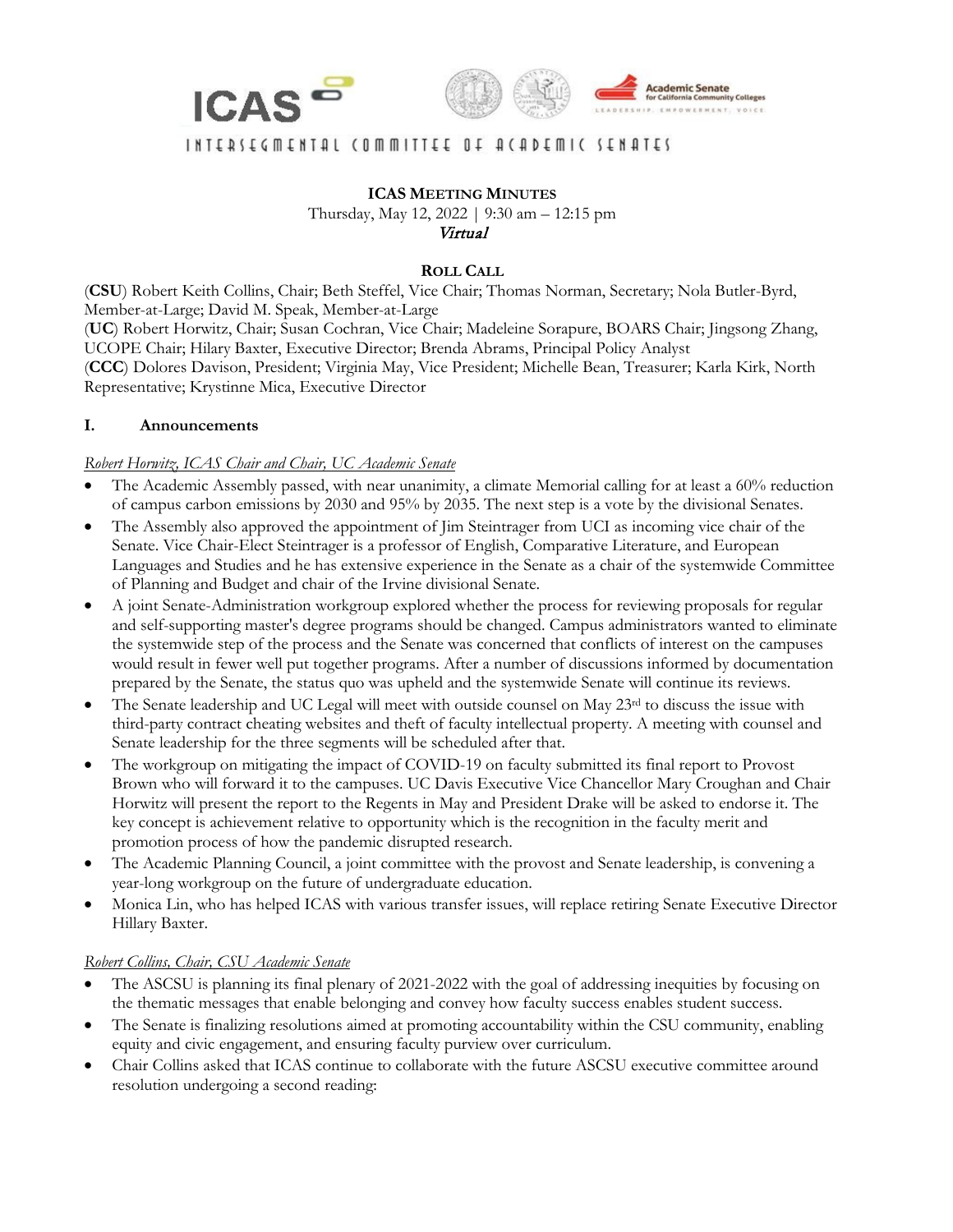ICAS

INTERSEGMENTAL COMMITTEE OF ACADEMIC SENATES

Academic Senate for California Community Colleges
LEADERSHIP. EMPOWERMENT. VOICE.

**ICAS MEETING MINUTES**
Thursday, May 12, 2022 | 9:30 am – 12:15 pm
*Virtual*

**ROLL CALL**

(**CSU**) Robert Keith Collins, Chair; Beth Steffel, Vice Chair; Thomas Norman, Secretary; Nola Butler-Byrd, Member-at-Large; David M. Speak, Member-at-Large
(**UC**) Robert Horwitz, Chair; Susan Cochran, Vice Chair; Madeleine Sorapure, BOARS Chair; Jingsong Zhang, UCOPE Chair; Hilary Baxter, Executive Director; Brenda Abrams, Principal Policy Analyst
(**CCC**) Dolores Davison, President; Virginia May, Vice President; Michelle Bean, Treasurer; Karla Kirk, North Representative; Krystinne Mica, Executive Director

## I. Announcements

*Robert Horwitz, ICAS Chair and Chair, UC Academic Senate*

- The Academic Assembly passed, with near unanimity, a climate Memorial calling for at least a 60% reduction of campus carbon emissions by 2030 and 95% by 2035. The next step is a vote by the divisional Senates.
- The Assembly also approved the appointment of Jim Steintrager from UCI as incoming vice chair of the Senate. Vice Chair-Elect Steintrager is a professor of English, Comparative Literature, and European Languages and Studies and he has extensive experience in the Senate as a chair of the systemwide Committee of Planning and Budget and chair of the Irvine divisional Senate.
- A joint Senate-Administration workgroup explored whether the process for reviewing proposals for regular and self-supporting master's degree programs should be changed. Campus administrators wanted to eliminate the systemwide step of the process and the Senate was concerned that conflicts of interest on the campuses would result in fewer well put together programs. After a number of discussions informed by documentation prepared by the Senate, the status quo was upheld and the systemwide Senate will continue its reviews.
- The Senate leadership and UC Legal will meet with outside counsel on May 23rd to discuss the issue with third-party contract cheating websites and theft of faculty intellectual property. A meeting with counsel and Senate leadership for the three segments will be scheduled after that.
- The workgroup on mitigating the impact of COVID-19 on faculty submitted its final report to Provost Brown who will forward it to the campuses. UC Davis Executive Vice Chancellor Mary Croughan and Chair Horwitz will present the report to the Regents in May and President Drake will be asked to endorse it. The key concept is achievement relative to opportunity which is the recognition in the faculty merit and promotion process of how the pandemic disrupted research.
- The Academic Planning Council, a joint committee with the provost and Senate leadership, is convening a year-long workgroup on the future of undergraduate education.
- Monica Lin, who has helped ICAS with various transfer issues, will replace retiring Senate Executive Director Hillary Baxter.

*Robert Collins, Chair, CSU Academic Senate*

- The ASCSU is planning its final plenary of 2021-2022 with the goal of addressing inequities by focusing on the thematic messages that enable belonging and convey how faculty success enables student success.
- The Senate is finalizing resolutions aimed at promoting accountability within the CSU community, enabling equity and civic engagement, and ensuring faculty purview over curriculum.
- Chair Collins asked that ICAS continue to collaborate with the future ASCSU executive committee around resolution undergoing a second reading: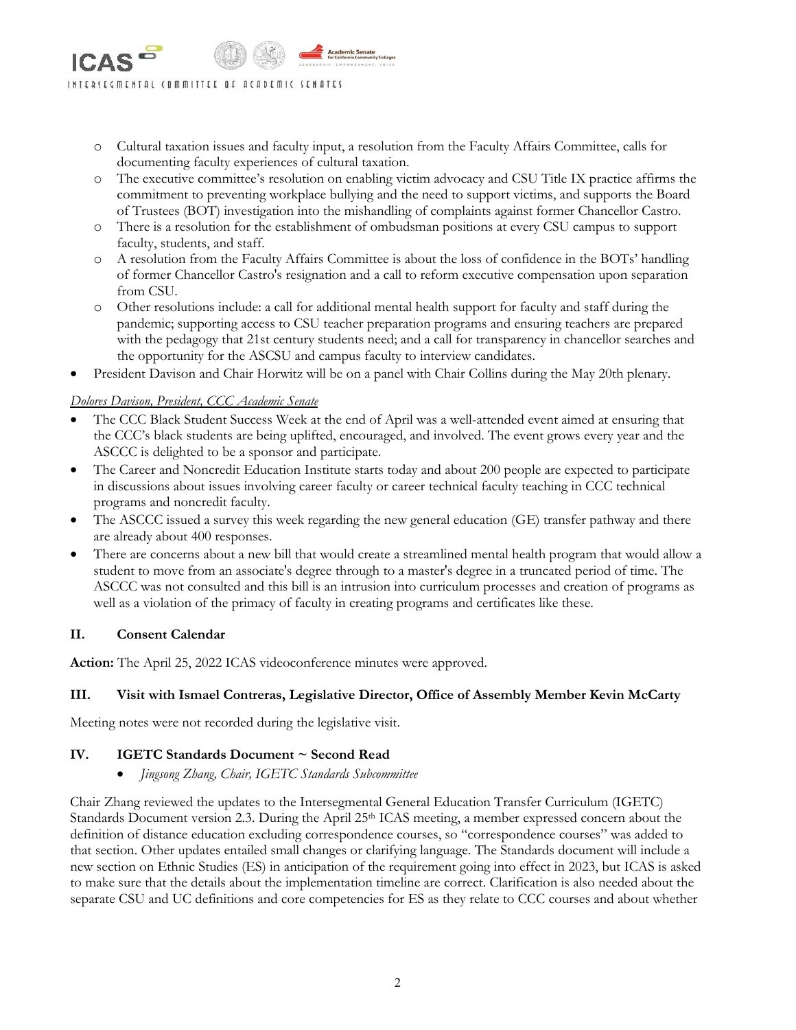- Cultural taxation issues and faculty input, a resolution from the Faculty Affairs Committee, calls for documenting faculty experiences of cultural taxation.
    - The executive committee's resolution on enabling victim advocacy and CSU Title IX practice affirms the commitment to preventing workplace bullying and the need to support victims, and supports the Board of Trustees (BOT) investigation into the mishandling of complaints against former Chancellor Castro.
    - There is a resolution for the establishment of ombudsman positions at every CSU campus to support faculty, students, and staff.
    - A resolution from the Faculty Affairs Committee is about the loss of confidence in the BOTs' handling of former Chancellor Castro's resignation and a call to reform executive compensation upon separation from CSU.
    - Other resolutions include: a call for additional mental health support for faculty and staff during the pandemic; supporting access to CSU teacher preparation programs and ensuring teachers are prepared with the pedagogy that 21st century students need; and a call for transparency in chancellor searches and the opportunity for the ASCSU and campus faculty to interview candidates.
- President Davison and Chair Horwitz will be on a panel with Chair Collins during the May 20th plenary.

*Dolores Davison, President, CCC Academic Senate*

- The CCC Black Student Success Week at the end of April was a well-attended event aimed at ensuring that the CCC's black students are being uplifted, encouraged, and involved. The event grows every year and the ASCCC is delighted to be a sponsor and participate.
- The Career and Noncredit Education Institute starts today and about 200 people are expected to participate in discussions about issues involving career faculty or career technical faculty teaching in CCC technical programs and noncredit faculty.
- The ASCCC issued a survey this week regarding the new general education (GE) transfer pathway and there are already about 400 responses.
- There are concerns about a new bill that would create a streamlined mental health program that would allow a student to move from an associate's degree through to a master's degree in a truncated period of time. The ASCCC was not consulted and this bill is an intrusion into curriculum processes and creation of programs as well as a violation of the primacy of faculty in creating programs and certificates like these.

## II. Consent Calendar

**Action:** The April 25, 2022 ICAS videoconference minutes were approved.

## III. Visit with Ismael Contreras, Legislative Director, Office of Assembly Member Kevin McCarty

Meeting notes were not recorded during the legislative visit.

## IV. IGETC Standards Document ~ Second Read

- *Jingsong Zhang, Chair, IGETC Standards Subcommittee*

Chair Zhang reviewed the updates to the Intersegmental General Education Transfer Curriculum (IGETC) Standards Document version 2.3. During the April 25th ICAS meeting, a member expressed concern about the definition of distance education excluding correspondence courses, so "correspondence courses" was added to that section. Other updates entailed small changes or clarifying language. The Standards document will include a new section on Ethnic Studies (ES) in anticipation of the requirement going into effect in 2023, but ICAS is asked to make sure that the details about the implementation timeline are correct. Clarification is also needed about the separate CSU and UC definitions and core competencies for ES as they relate to CCC courses and about whether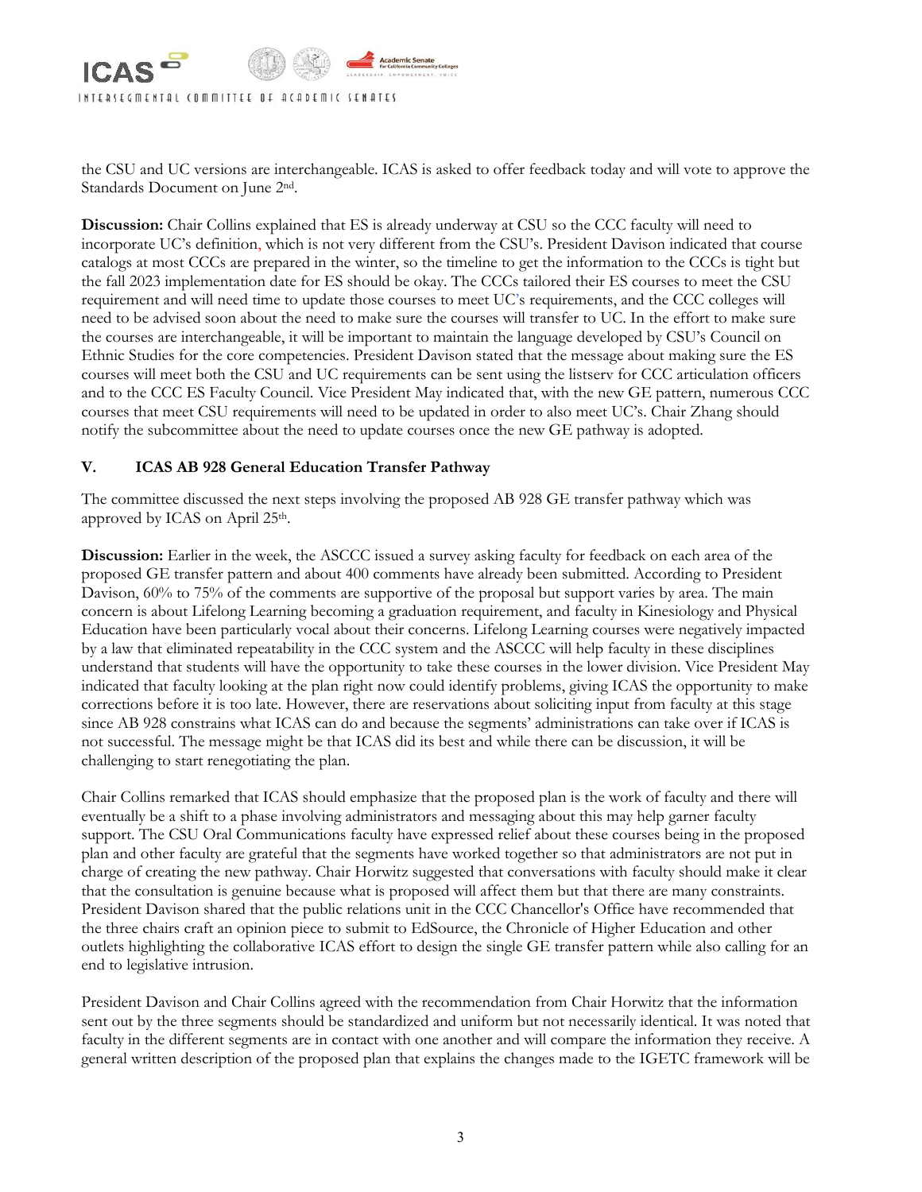the CSU and UC versions are interchangeable. ICAS is asked to offer feedback today and will vote to approve the Standards Document on June 2nd.

**Discussion:** Chair Collins explained that ES is already underway at CSU so the CCC faculty will need to incorporate UC's definition, which is not very different from the CSU's. President Davison indicated that course catalogs at most CCCs are prepared in the winter, so the timeline to get the information to the CCCs is tight but the fall 2023 implementation date for ES should be okay. The CCCs tailored their ES courses to meet the CSU requirement and will need time to update those courses to meet UC's requirements, and the CCC colleges will need to be advised soon about the need to make sure the courses will transfer to UC. In the effort to make sure the courses are interchangeable, it will be important to maintain the language developed by CSU's Council on Ethnic Studies for the core competencies. President Davison stated that the message about making sure the ES courses will meet both the CSU and UC requirements can be sent using the listserv for CCC articulation officers and to the CCC ES Faculty Council. Vice President May indicated that, with the new GE pattern, numerous CCC courses that meet CSU requirements will need to be updated in order to also meet UC's. Chair Zhang should notify the subcommittee about the need to update courses once the new GE pathway is adopted.

## V. ICAS AB 928 General Education Transfer Pathway

The committee discussed the next steps involving the proposed AB 928 GE transfer pathway which was approved by ICAS on April 25th.

**Discussion:** Earlier in the week, the ASCCC issued a survey asking faculty for feedback on each area of the proposed GE transfer pattern and about 400 comments have already been submitted. According to President Davison, 60% to 75% of the comments are supportive of the proposal but support varies by area. The main concern is about Lifelong Learning becoming a graduation requirement, and faculty in Kinesiology and Physical Education have been particularly vocal about their concerns. Lifelong Learning courses were negatively impacted by a law that eliminated repeatability in the CCC system and the ASCCC will help faculty in these disciplines understand that students will have the opportunity to take these courses in the lower division. Vice President May indicated that faculty looking at the plan right now could identify problems, giving ICAS the opportunity to make corrections before it is too late. However, there are reservations about soliciting input from faculty at this stage since AB 928 constrains what ICAS can do and because the segments' administrations can take over if ICAS is not successful. The message might be that ICAS did its best and while there can be discussion, it will be challenging to start renegotiating the plan.

Chair Collins remarked that ICAS should emphasize that the proposed plan is the work of faculty and there will eventually be a shift to a phase involving administrators and messaging about this may help garner faculty support. The CSU Oral Communications faculty have expressed relief about these courses being in the proposed plan and other faculty are grateful that the segments have worked together so that administrators are not put in charge of creating the new pathway. Chair Horwitz suggested that conversations with faculty should make it clear that the consultation is genuine because what is proposed will affect them but that there are many constraints. President Davison shared that the public relations unit in the CCC Chancellor's Office have recommended that the three chairs craft an opinion piece to submit to EdSource, the Chronicle of Higher Education and other outlets highlighting the collaborative ICAS effort to design the single GE transfer pattern while also calling for an end to legislative intrusion.

President Davison and Chair Collins agreed with the recommendation from Chair Horwitz that the information sent out by the three segments should be standardized and uniform but not necessarily identical. It was noted that faculty in the different segments are in contact with one another and will compare the information they receive. A general written description of the proposed plan that explains the changes made to the IGETC framework will be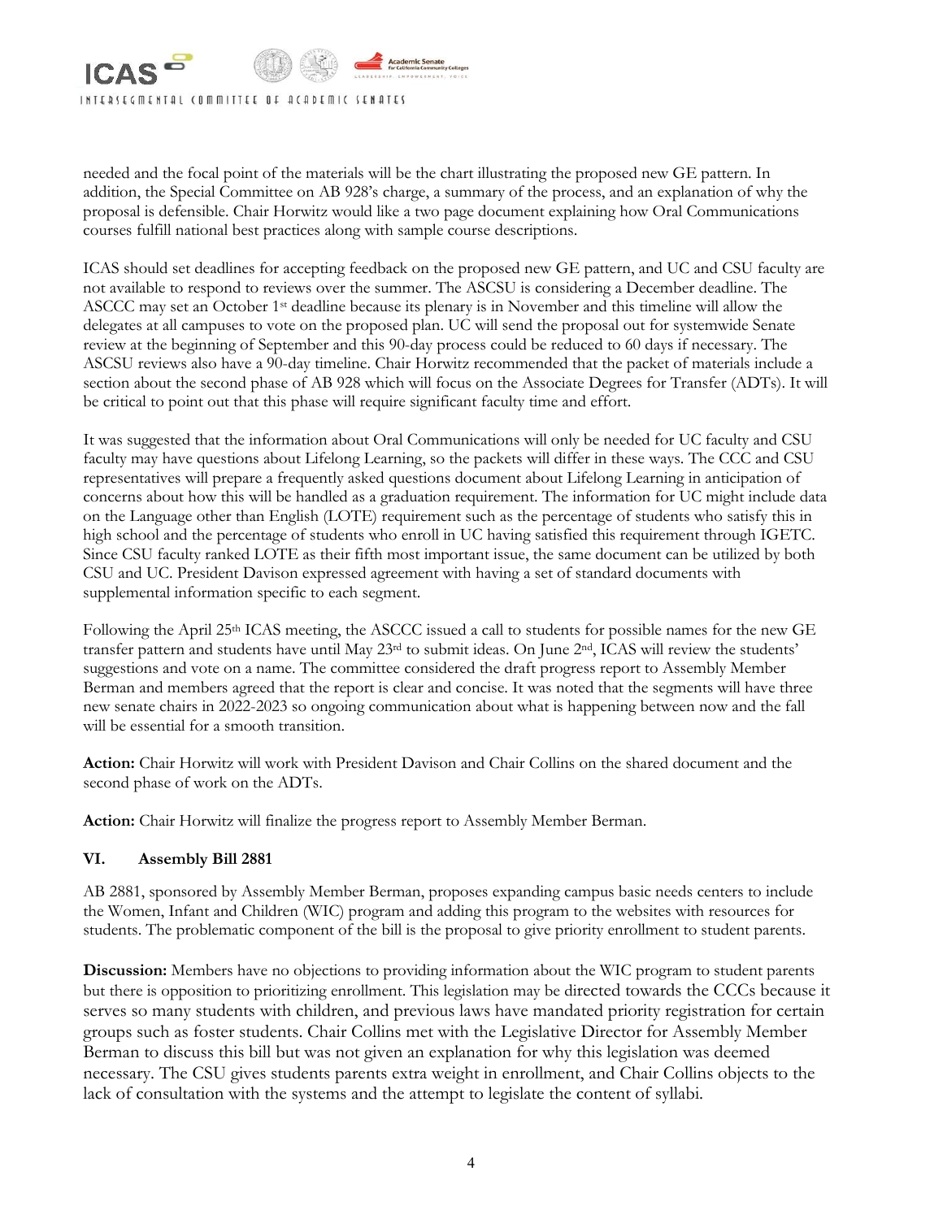needed and the focal point of the materials will be the chart illustrating the proposed new GE pattern. In addition, the Special Committee on AB 928's charge, a summary of the process, and an explanation of why the proposal is defensible. Chair Horwitz would like a two page document explaining how Oral Communications courses fulfill national best practices along with sample course descriptions.

ICAS should set deadlines for accepting feedback on the proposed new GE pattern, and UC and CSU faculty are not available to respond to reviews over the summer. The ASCSU is considering a December deadline. The ASCCC may set an October 1st deadline because its plenary is in November and this timeline will allow the delegates at all campuses to vote on the proposed plan. UC will send the proposal out for systemwide Senate review at the beginning of September and this 90-day process could be reduced to 60 days if necessary. The ASCSU reviews also have a 90-day timeline. Chair Horwitz recommended that the packet of materials include a section about the second phase of AB 928 which will focus on the Associate Degrees for Transfer (ADTs). It will be critical to point out that this phase will require significant faculty time and effort.

It was suggested that the information about Oral Communications will only be needed for UC faculty and CSU faculty may have questions about Lifelong Learning, so the packets will differ in these ways. The CCC and CSU representatives will prepare a frequently asked questions document about Lifelong Learning in anticipation of concerns about how this will be handled as a graduation requirement. The information for UC might include data on the Language other than English (LOTE) requirement such as the percentage of students who satisfy this in high school and the percentage of students who enroll in UC having satisfied this requirement through IGETC. Since CSU faculty ranked LOTE as their fifth most important issue, the same document can be utilized by both CSU and UC. President Davison expressed agreement with having a set of standard documents with supplemental information specific to each segment.

Following the April 25th ICAS meeting, the ASCCC issued a call to students for possible names for the new GE transfer pattern and students have until May 23rd to submit ideas. On June 2nd, ICAS will review the students' suggestions and vote on a name. The committee considered the draft progress report to Assembly Member Berman and members agreed that the report is clear and concise. It was noted that the segments will have three new senate chairs in 2022-2023 so ongoing communication about what is happening between now and the fall will be essential for a smooth transition.

**Action:** Chair Horwitz will work with President Davison and Chair Collins on the shared document and the second phase of work on the ADTs.

**Action:** Chair Horwitz will finalize the progress report to Assembly Member Berman.

## VI. Assembly Bill 2881

AB 2881, sponsored by Assembly Member Berman, proposes expanding campus basic needs centers to include the Women, Infant and Children (WIC) program and adding this program to the websites with resources for students. The problematic component of the bill is the proposal to give priority enrollment to student parents.

**Discussion:** Members have no objections to providing information about the WIC program to student parents but there is opposition to prioritizing enrollment. This legislation may be directed towards the CCCs because it serves so many students with children, and previous laws have mandated priority registration for certain groups such as foster students. Chair Collins met with the Legislative Director for Assembly Member Berman to discuss this bill but was not given an explanation for why this legislation was deemed necessary. The CSU gives students parents extra weight in enrollment, and Chair Collins objects to the lack of consultation with the systems and the attempt to legislate the content of syllabi.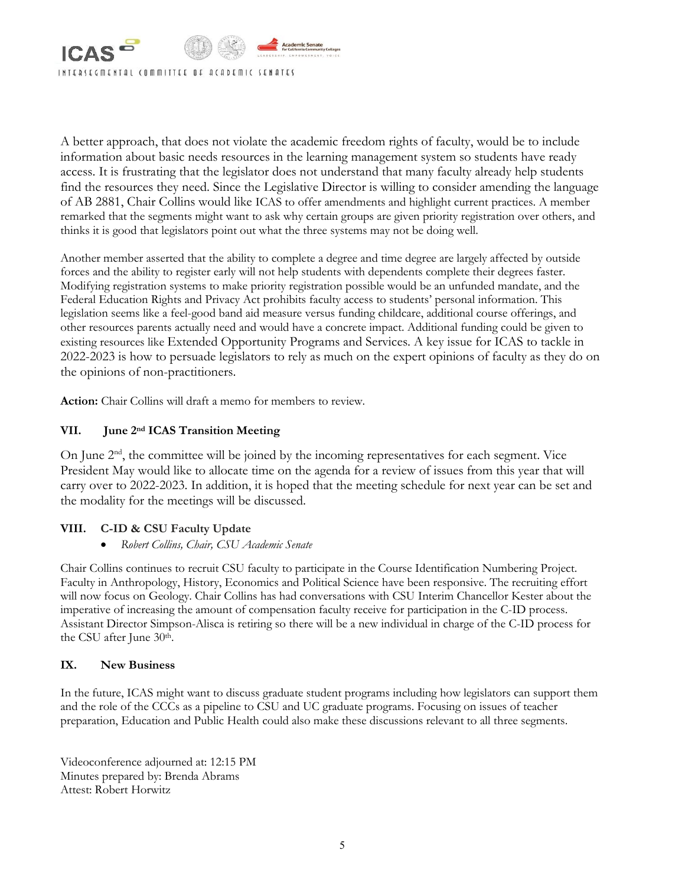A better approach, that does not violate the academic freedom rights of faculty, would be to include information about basic needs resources in the learning management system so students have ready access. It is frustrating that the legislator does not understand that many faculty already help students find the resources they need. Since the Legislative Director is willing to consider amending the language of AB 2881, Chair Collins would like ICAS to offer amendments and highlight current practices. A member remarked that the segments might want to ask why certain groups are given priority registration over others, and thinks it is good that legislators point out what the three systems may not be doing well.

Another member asserted that the ability to complete a degree and time degree are largely affected by outside forces and the ability to register early will not help students with dependents complete their degrees faster. Modifying registration systems to make priority registration possible would be an unfunded mandate, and the Federal Education Rights and Privacy Act prohibits faculty access to students' personal information. This legislation seems like a feel-good band aid measure versus funding childcare, additional course offerings, and other resources parents actually need and would have a concrete impact. Additional funding could be given to existing resources like Extended Opportunity Programs and Services. A key issue for ICAS to tackle in 2022-2023 is how to persuade legislators to rely as much on the expert opinions of faculty as they do on the opinions of non-practitioners.

**Action:** Chair Collins will draft a memo for members to review.

## VII. June 2nd ICAS Transition Meeting

On June 2nd, the committee will be joined by the incoming representatives for each segment. Vice President May would like to allocate time on the agenda for a review of issues from this year that will carry over to 2022-2023. In addition, it is hoped that the meeting schedule for next year can be set and the modality for the meetings will be discussed.

## VIII. C-ID & CSU Faculty Update

- *Robert Collins, Chair, CSU Academic Senate*

Chair Collins continues to recruit CSU faculty to participate in the Course Identification Numbering Project. Faculty in Anthropology, History, Economics and Political Science have been responsive. The recruiting effort will now focus on Geology. Chair Collins has had conversations with CSU Interim Chancellor Kester about the imperative of increasing the amount of compensation faculty receive for participation in the C-ID process. Assistant Director Simpson-Alisca is retiring so there will be a new individual in charge of the C-ID process for the CSU after June 30th.

## IX. New Business

In the future, ICAS might want to discuss graduate student programs including how legislators can support them and the role of the CCCs as a pipeline to CSU and UC graduate programs. Focusing on issues of teacher preparation, Education and Public Health could also make these discussions relevant to all three segments.

Videoconference adjourned at: 12:15 PM
Minutes prepared by: Brenda Abrams
Attest: Robert Horwitz